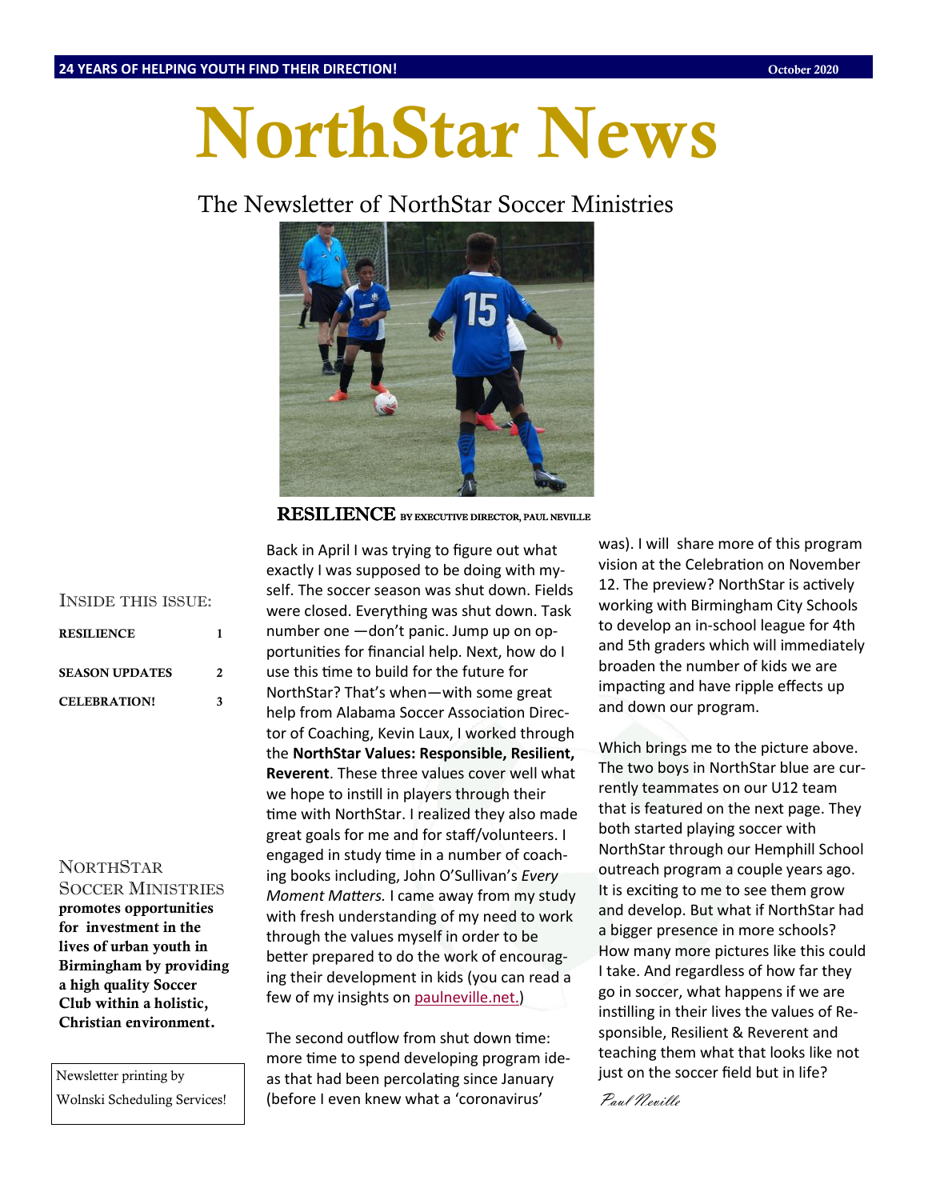24 YEARS OF HELPING YOUTH FIND THEIR DIRECTION! October 2020

# NorthStar News

The Newsletter of NorthStar Soccer Ministries

## RESILIENCE BY EXECUTIVE DIRECTOR, PAUL NEVILLE

Back in April I was trying to figure out what exactly I was supposed to be doing with myself. The soccer season was shut down. Fields were closed. Everything was shut down. Task number one —don't panic. Jump up on opportunities for financial help. Next, how do I use this time to build for the future for NorthStar? That's when—with some great help from Alabama Soccer Association Director of Coaching, Kevin Laux, I worked through the **NorthStar Values: Responsible, Resilient, Reverent**. These three values cover well what we hope to instill in players through their time with NorthStar. I realized they also made great goals for me and for staff/volunteers. I engaged in study time in a number of coaching books including, John O'Sullivan's *Every Moment Matters.* I came away from my study with fresh understanding of my need to work through the values myself in order to be better prepared to do the work of encouraging their development in kids (you can read a few of my insights on paulneville.net.)

The second outflow from shut down time: more time to spend developing program ideas that had been percolating since January (before I even knew what a 'coronavirus' was). I will share more of this program vision at the Celebration on November 12. The preview? NorthStar is actively working with Birmingham City Schools to develop an in-school league for 4th and 5th graders which will immediately broaden the number of kids we are impacting and have ripple effects up and down our program.

Which brings me to the picture above. The two boys in NorthStar blue are currently teammates on our U12 team that is featured on the next page. They both started playing soccer with NorthStar through our Hemphill School outreach program a couple years ago. It is exciting to me to see them grow and develop. But what if NorthStar had a bigger presence in more schools? How many more pictures like this could I take. And regardless of how far they go in soccer, what happens if we are instilling in their lives the values of Responsible, Resilient & Reverent and teaching them what that looks like not just on the soccer field but in life?

*Paul Neville*

---

INSIDE THIS ISSUE:

| | |
|---|---|
| RESILIENCE | 1 |
| SEASON UPDATES | 2 |
| CELEBRATION! | 3 |

NORTHSTAR SOCCER MINISTRIES **promotes opportunities for investment in the lives of urban youth in Birmingham by providing a high quality Soccer Club within a holistic, Christian environment.**

Newsletter printing by Wolnski Scheduling Services!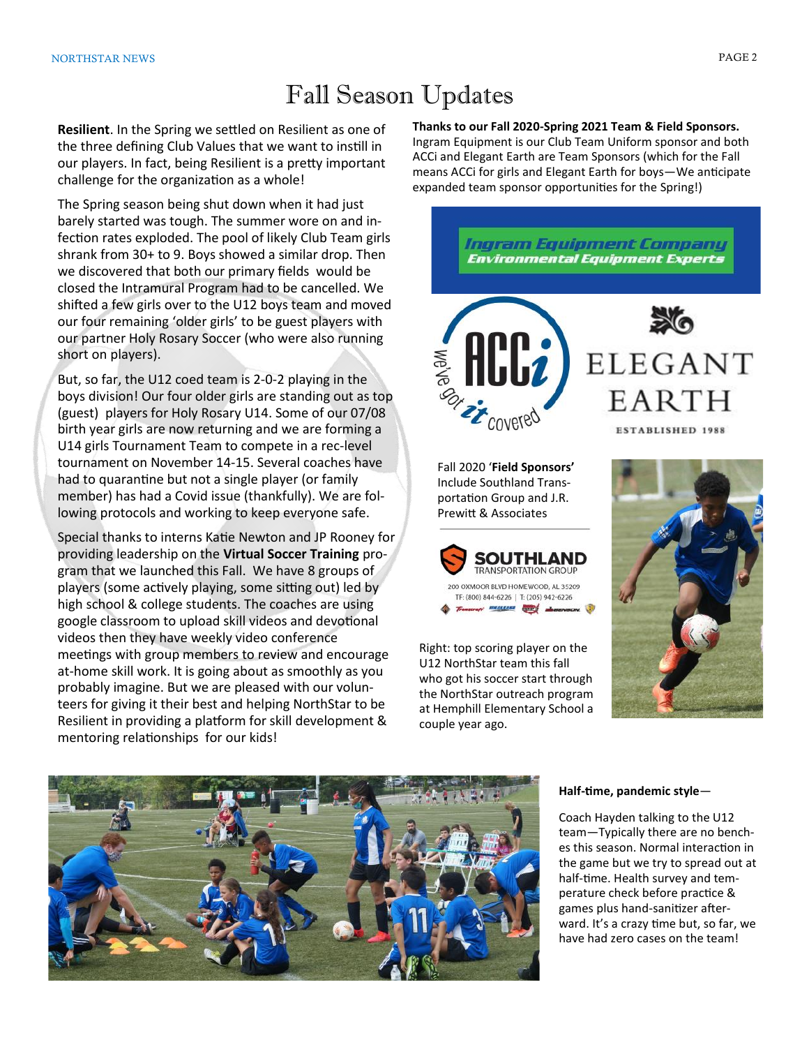# Fall Season Updates

**Resilient**. In the Spring we settled on Resilient as one of the three defining Club Values that we want to instill in our players. In fact, being Resilient is a pretty important challenge for the organization as a whole!

The Spring season being shut down when it had just barely started was tough. The summer wore on and infection rates exploded. The pool of likely Club Team girls shrank from 30+ to 9. Boys showed a similar drop. Then we discovered that both our primary fields would be closed the Intramural Program had to be cancelled. We shifted a few girls over to the U12 boys team and moved our four remaining 'older girls' to be guest players with our partner Holy Rosary Soccer (who were also running short on players).

But, so far, the U12 coed team is 2-0-2 playing in the boys division! Our older girls are standing out as top (guest) players for Holy Rosary U14. Some of our 07/08 birth year girls are now returning and we are forming a U14 girls Tournament Team to compete in a rec-level tournament on November 14-15. Several coaches have had to quarantine but not a single player (or family member) has had a Covid issue (thankfully). We are following protocols and working to keep everyone safe.

Special thanks to interns Katie Newton and JP Rooney for providing leadership on the **Virtual Soccer Training** program that we launched this Fall. We have 8 groups of players (some actively playing, some sitting out) led by high school & college students. The coaches are using google classroom to upload skill videos and devotional videos then they have weekly video conference meetings with group members to review and encourage at-home skill work. It is going about as smoothly as you probably imagine. But we are pleased with our volunteers for giving it their best and helping NorthStar to be Resilient in providing a platform for skill development & mentoring relationships for our kids!

**Thanks to our Fall 2020-Spring 2021 Team & Field Sponsors.** Ingram Equipment is our Club Team Uniform sponsor and both ACCi and Elegant Earth are Team Sponsors (which for the Fall means ACCi for girls and Elegant Earth for boys—We anticipate expanded team sponsor opportunities for the Spring!)

Ingram Equipment Company
Environmental Equipment Experts

ACCi — We've got it covered

ELEGANT EARTH
ESTABLISHED 1988

Fall 2020 '**Field Sponsors'** Include Southland Transportation Group and J.R. Prewitt & Associates

SOUTHLAND TRANSPORTATION GROUP
200 OXMOOR BLVD HOMEWOOD, AL 35209
TF: (800) 844-6226 | T: (205) 942-6226

Right: top scoring player on the U12 NorthStar team this fall who got his soccer start through the NorthStar outreach program at Hemphill Elementary School a couple year ago.

**Half-time, pandemic style**—

Coach Hayden talking to the U12 team—Typically there are no benches this season. Normal interaction in the game but we try to spread out at half-time. Health survey and temperature check before practice & games plus hand-sanitizer afterward. It's a crazy time but, so far, we have had zero cases on the team!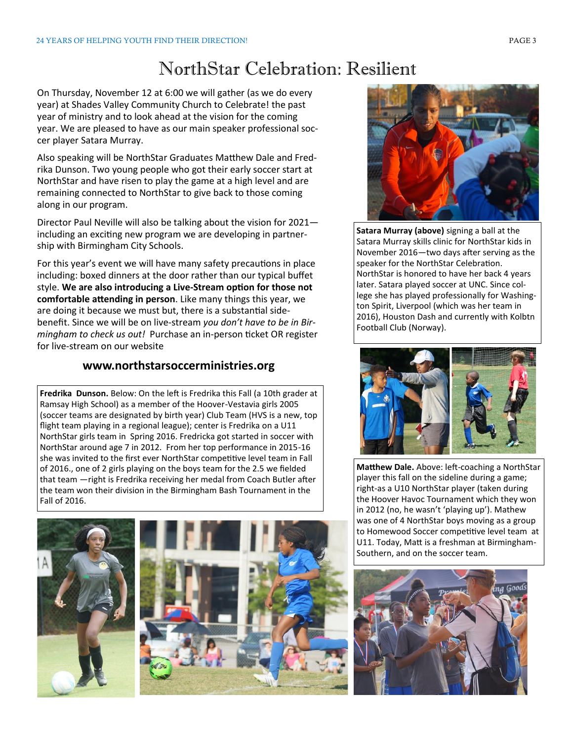# NorthStar Celebration: Resilient

On Thursday, November 12 at 6:00 we will gather (as we do every year) at Shades Valley Community Church to Celebrate! the past year of ministry and to look ahead at the vision for the coming year. We are pleased to have as our main speaker professional soccer player Satara Murray.

Also speaking will be NorthStar Graduates Matthew Dale and Fredrika Dunson. Two young people who got their early soccer start at NorthStar and have risen to play the game at a high level and are remaining connected to NorthStar to give back to those coming along in our program.

Director Paul Neville will also be talking about the vision for 2021—including an exciting new program we are developing in partnership with Birmingham City Schools.

For this year's event we will have many safety precautions in place including: boxed dinners at the door rather than our typical buffet style. **We are also introducing a Live-Stream option for those not comfortable attending in person**. Like many things this year, we are doing it because we must but, there is a substantial side-benefit. Since we will be on live-stream *you don't have to be in Birmingham to check us out!* Purchase an in-person ticket OR register for live-stream on our website

**www.northstarsoccerministries.org**

**Fredrika Dunson.** Below: On the left is Fredrika this Fall (a 10th grader at Ramsay High School) as a member of the Hoover-Vestavia girls 2005 (soccer teams are designated by birth year) Club Team (HVS is a new, top flight team playing in a regional league); center is Fredrika on a U11 NorthStar girls team in Spring 2016. Fredricka got started in soccer with NorthStar around age 7 in 2012. From her top performance in 2015-16 she was invited to the first ever NorthStar competitive level team in Fall of 2016., one of 2 girls playing on the boys team for the 2.5 we fielded that team —right is Fredrika receiving her medal from Coach Butler after the team won their division in the Birmingham Bash Tournament in the Fall of 2016.

**Satara Murray (above)** signing a ball at the Satara Murray skills clinic for NorthStar kids in November 2016—two days after serving as the speaker for the NorthStar Celebration. NorthStar is honored to have her back 4 years later. Satara played soccer at UNC. Since college she has played professionally for Washington Spirit, Liverpool (which was her team in 2016), Houston Dash and currently with Kolbtn Football Club (Norway).

**Matthew Dale.** Above: left-coaching a NorthStar player this fall on the sideline during a game; right-as a U10 NorthStar player (taken during the Hoover Havoc Tournament which they won in 2012 (no, he wasn't 'playing up'). Mathew was one of 4 NorthStar boys moving as a group to Homewood Soccer competitive level team at U11. Today, Matt is a freshman at Birmingham-Southern, and on the soccer team.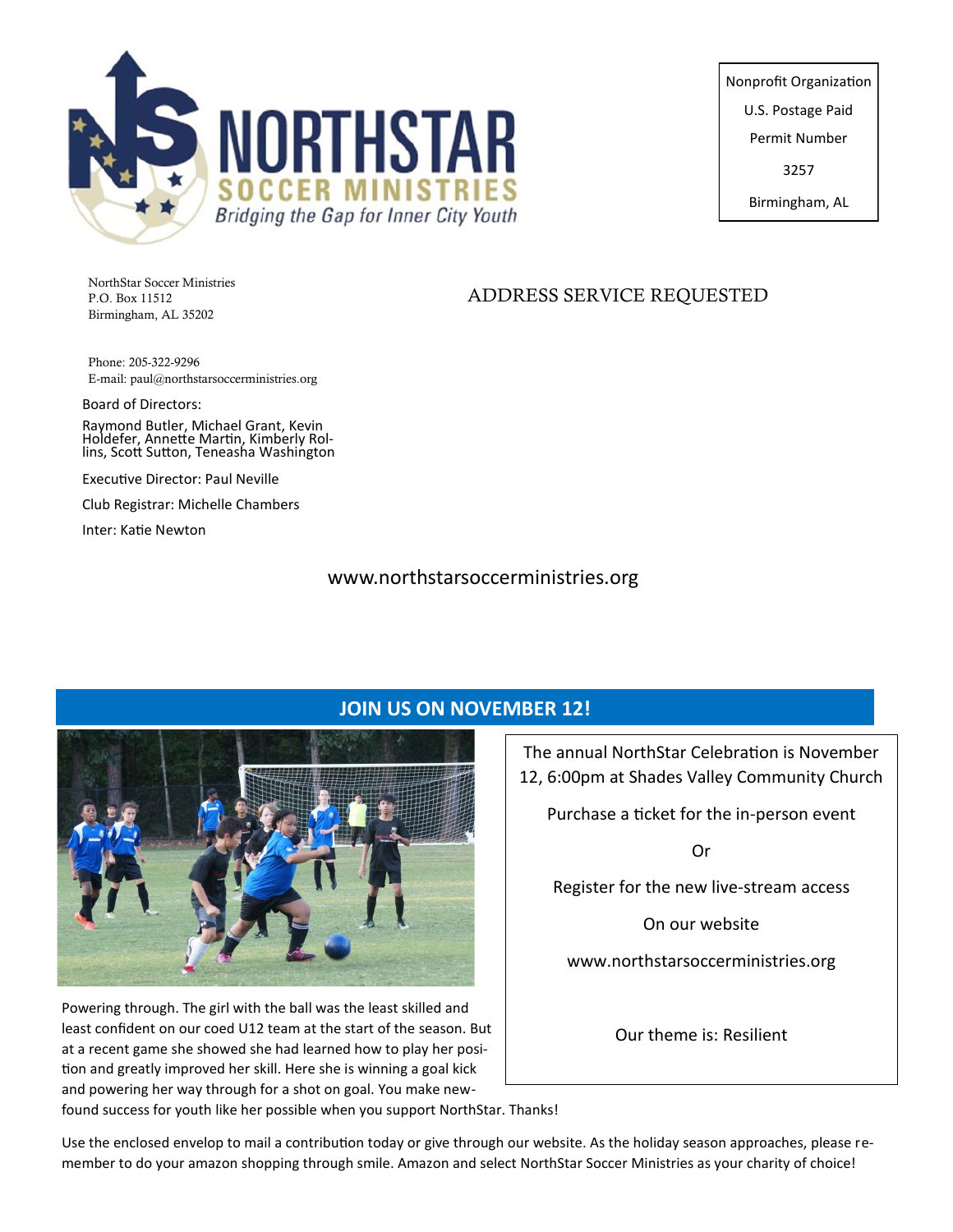NORTHSTAR
SOCCER MINISTRIES
*Bridging the Gap for Inner City Youth*

Nonprofit Organization

U.S. Postage Paid

Permit Number

3257

Birmingham, AL

NorthStar Soccer Ministries
P.O. Box 11512
Birmingham, AL 35202

ADDRESS SERVICE REQUESTED

Phone: 205-322-9296
E-mail: paul@northstarsoccerministries.org

Board of Directors:

Raymond Butler, Michael Grant, Kevin Holdefer, Annette Martin, Kimberly Rollins, Scott Sutton, Teneasha Washington

Executive Director: Paul Neville

Club Registrar: Michelle Chambers

Inter: Katie Newton

www.northstarsoccerministries.org

## JOIN US ON NOVEMBER 12!

The annual NorthStar Celebration is November 12, 6:00pm at Shades Valley Community Church

Purchase a ticket for the in-person event

Or

Register for the new live-stream access

On our website

www.northstarsoccerministries.org

Our theme is: Resilient

Powering through. The girl with the ball was the least skilled and least confident on our coed U12 team at the start of the season. But at a recent game she showed she had learned how to play her position and greatly improved her skill. Here she is winning a goal kick and powering her way through for a shot on goal. You make newfound success for youth like her possible when you support NorthStar. Thanks!

Use the enclosed envelop to mail a contribution today or give through our website. As the holiday season approaches, please remember to do your amazon shopping through smile. Amazon and select NorthStar Soccer Ministries as your charity of choice!